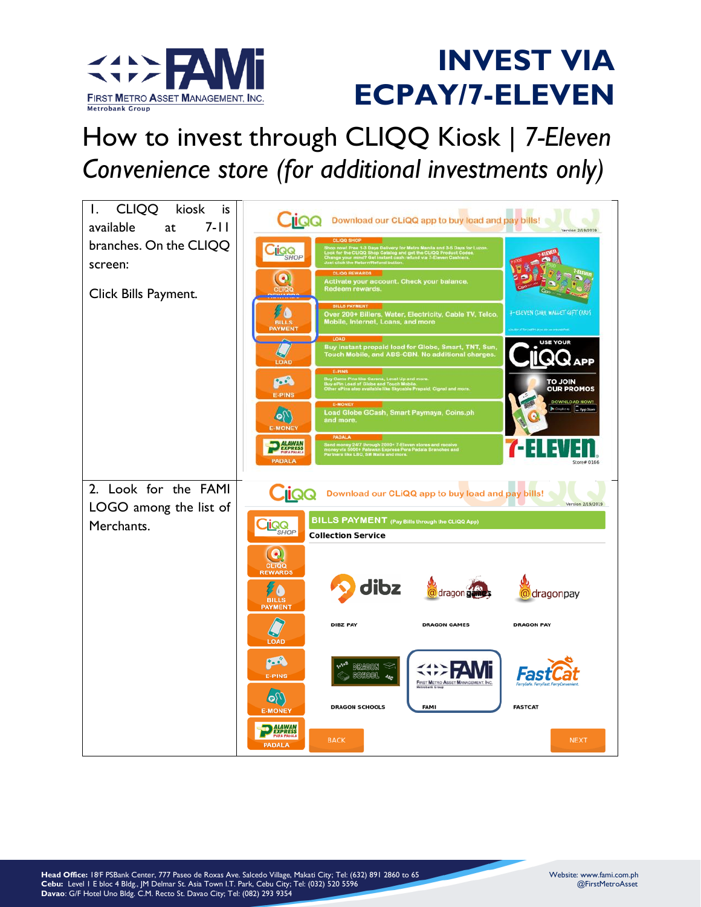# INVEST VIA ECPAY/7-ELEVEN

## How to invest through CLIQQ Kiosk | *7-Eleven Convenience store (for additional investments only)*

| | |
|---|---|
| 1. CLIQQ kiosk is available at 7-11 branches. On the CLIQQ screen:<br><br>Click Bills Payment. | |
| 2. Look for the FAMI LOGO among the list of Merchants. | |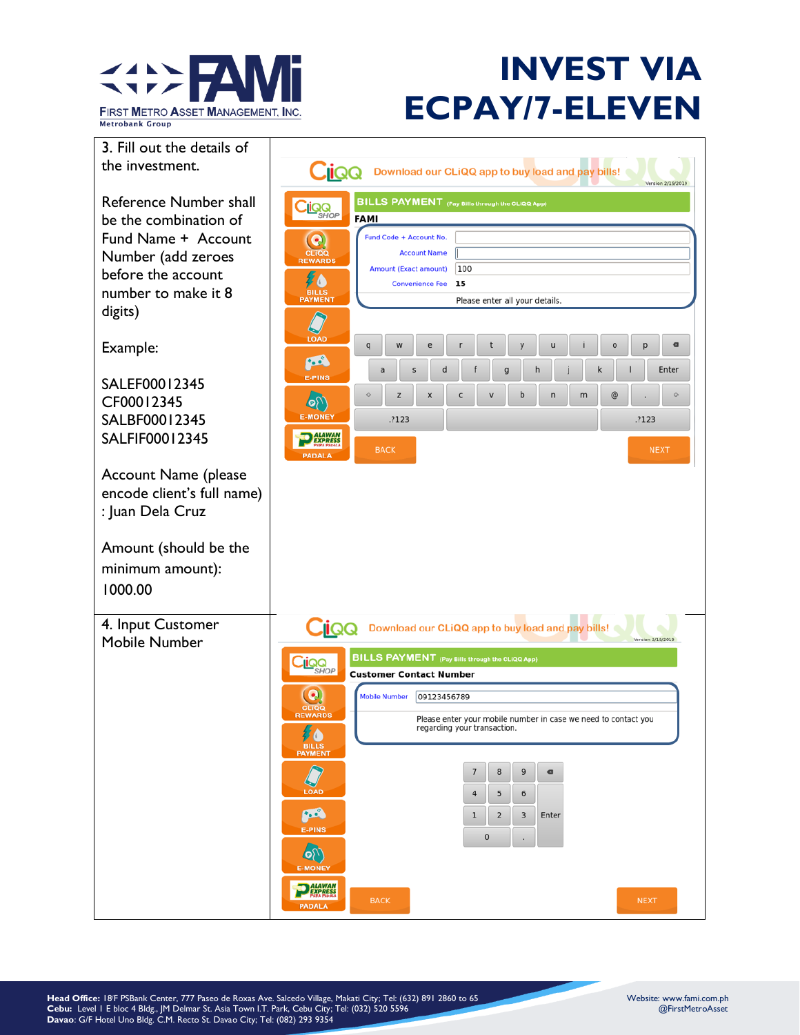# INVEST VIA ECPAY/7-ELEVEN

FIRST METRO ASSET MANAGEMENT, INC.
Metrobank Group

| | |
|---|---|
| 3. Fill out the details of the investment.<br><br>Reference Number shall be the combination of Fund Name + Account Number (add zeroes before the account number to make it 8 digits)<br><br>Example:<br><br>SALEF00012345<br>CF00012345<br>SALBF00012345<br>SALFIF00012345<br><br>Account Name (please encode client's full name) : Juan Dela Cruz<br><br>Amount (should be the minimum amount): 1000.00 | CLiQQ Download our CLiQQ app to buy load and pay bills! Version 2/19/2019<br>BILLS PAYMENT (Pay Bills through the CLiQQ App)<br>FAMI<br>Fund Code + Account No.<br>Account Name<br>Amount (Exact amount) 100<br>Convenience Fee 15<br>Please enter all your details.<br>BACK NEXT |
| 4. Input Customer Mobile Number | CLiQQ Download our CLiQQ app to buy load and pay bills! Version 2/19/2019<br>BILLS PAYMENT (Pay Bills through the CLiQQ App)<br>Customer Contact Number<br>Mobile Number 09123456789<br>Please enter your mobile number in case we need to contact you regarding your transaction.<br>BACK NEXT |

**Head Office:** 18/F PSBank Center, 777 Paseo de Roxas Ave. Salcedo Village, Makati City; Tel: (632) 891 2860 to 65
**Cebu:** Level 1 E bloc 4 Bldg., JM Delmar St. Asia Town I.T. Park, Cebu City; Tel: (032) 520 5596
**Davao**: G/F Hotel Uno Bldg. C.M. Recto St. Davao City; Tel: (082) 293 9354

Website: www.fami.com.ph
@FirstMetroAsset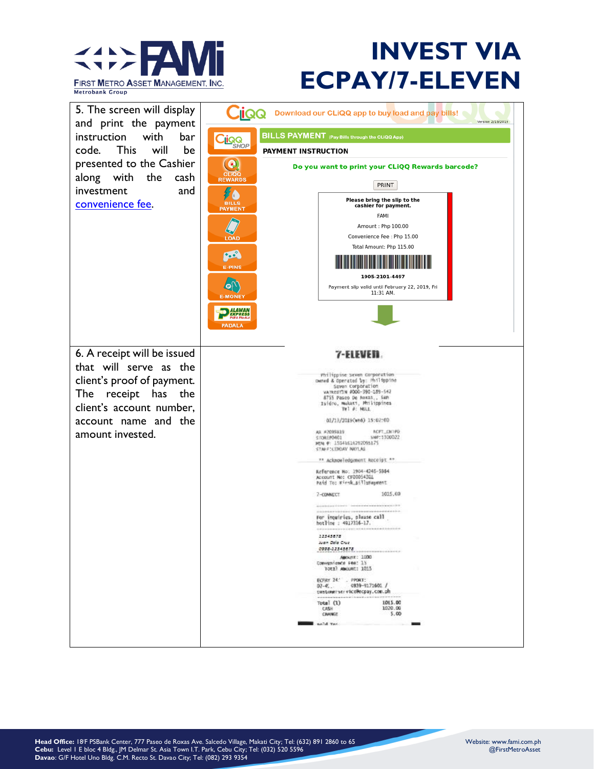# INVEST VIA ECPAY/7-ELEVEN

| | |
|---|---|
| 5. The screen will display and print the payment instruction with bar code. This will be presented to the Cashier along with the cash investment and convenience fee. | CLiQQ Download our CLiQQ app to buy load and pay bills! Version 2/19/2019<br>BILLS PAYMENT (Pay Bills through the CLiQQ App)<br>PAYMENT INSTRUCTION<br>Do you want to print your CLiQQ Rewards barcode?<br>PRINT<br>Please bring the slip to the cashier for payment.<br>FAMI<br>Amount : Php 100.00<br>Convenience Fee : Php 15.00<br>Total Amount: Php 115.00<br>1905-2101-4497<br>Payment slip valid until February 22, 2019, Fri 11:31 AM. |
| 6. A receipt will be issued that will serve as the client's proof of payment. The receipt has the client's account number, account name and the amount invested. | 7-ELEVEN<br>Philippine Seven Corporation<br>Owned & Operated by: Philippine Seven Corporation<br>VATREGTIN #000-390-189-542<br>8755 Paseo De Roxas,, San Isidro, Makati, Philippines<br>Tel #: NULL<br>02/13/2019(Wed) 15:02:00<br>** Acknowledgement Receipt **<br>Reference No: 1904-4245-5984<br>Account No: CF00054201<br>Paid To: Kiosk_BillsPayment<br>7-CONNECT 1015.00<br>For inquiries, please call hotline : 4817316-17.<br>12345678<br>Juan Dela Cruz<br>0998-12345678<br>Amount: 1000<br>Convenience Fee: 15<br>Total Amount: 1015<br>Total (1) 1015.00<br>CASH 1020.00<br>CHANGE 5.00 |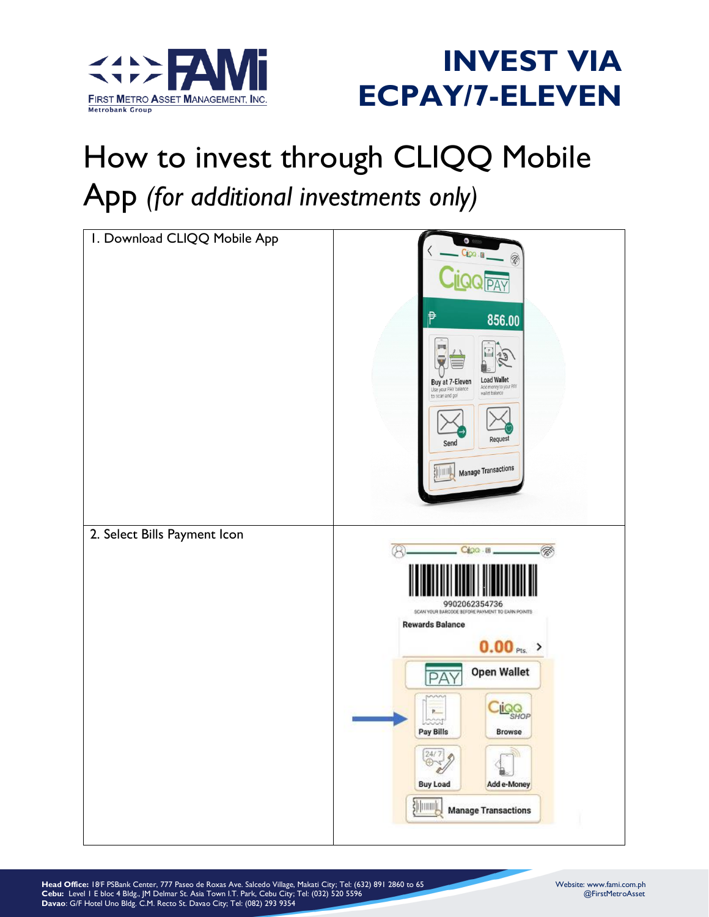# INVEST VIA ECPAY/7-ELEVEN

## How to invest through CLIQQ Mobile App *(for additional investments only)*

| | |
|---|---|
| 1. Download CLIQQ Mobile App | |
| 2. Select Bills Payment Icon | |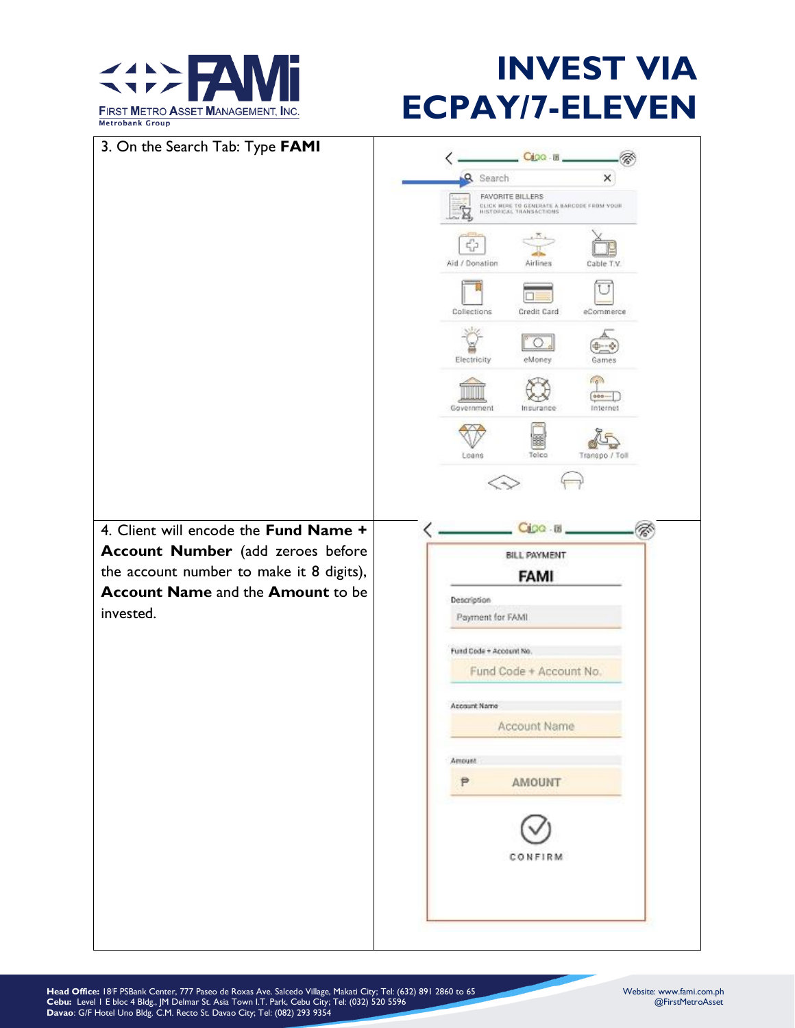# INVEST VIA ECPAY/7-ELEVEN

| | |
|---|---|
| 3. On the Search Tab: Type **FAMI** | |
| 4. Client will encode the **Fund Name + Account Number** (add zeroes before the account number to make it 8 digits), **Account Name** and the **Amount** to be invested. | |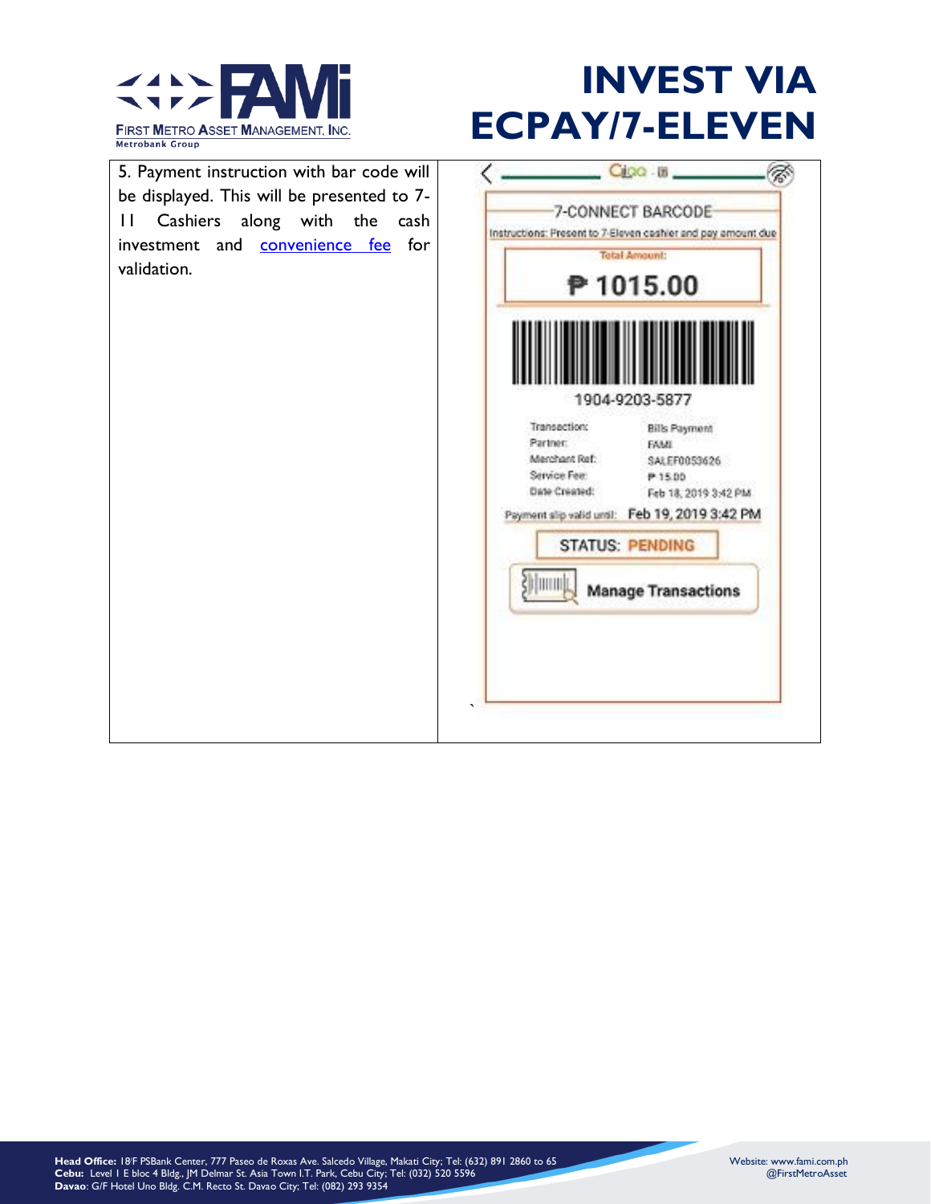# INVEST VIA ECPAY/7-ELEVEN

| | |
|---|---|
| 5. Payment instruction with bar code will be displayed. This will be presented to 7-11 Cashiers along with the cash investment and convenience fee for validation. | 7-CONNECT BARCODE<br>Instructions: Present to 7-Eleven cashier and pay amount due<br>Total Amount:<br>₱ 1015.00<br>1904-9203-5877<br>Transaction: Bills Payment<br>Partner: FAMI<br>Merchant Ref: SALEF0053626<br>Service Fee: ₱ 15.00<br>Date Created: Feb 18, 2019 3:42 PM<br>Payment slip valid until: Feb 19, 2019 3:42 PM<br>STATUS: PENDING<br>Manage Transactions |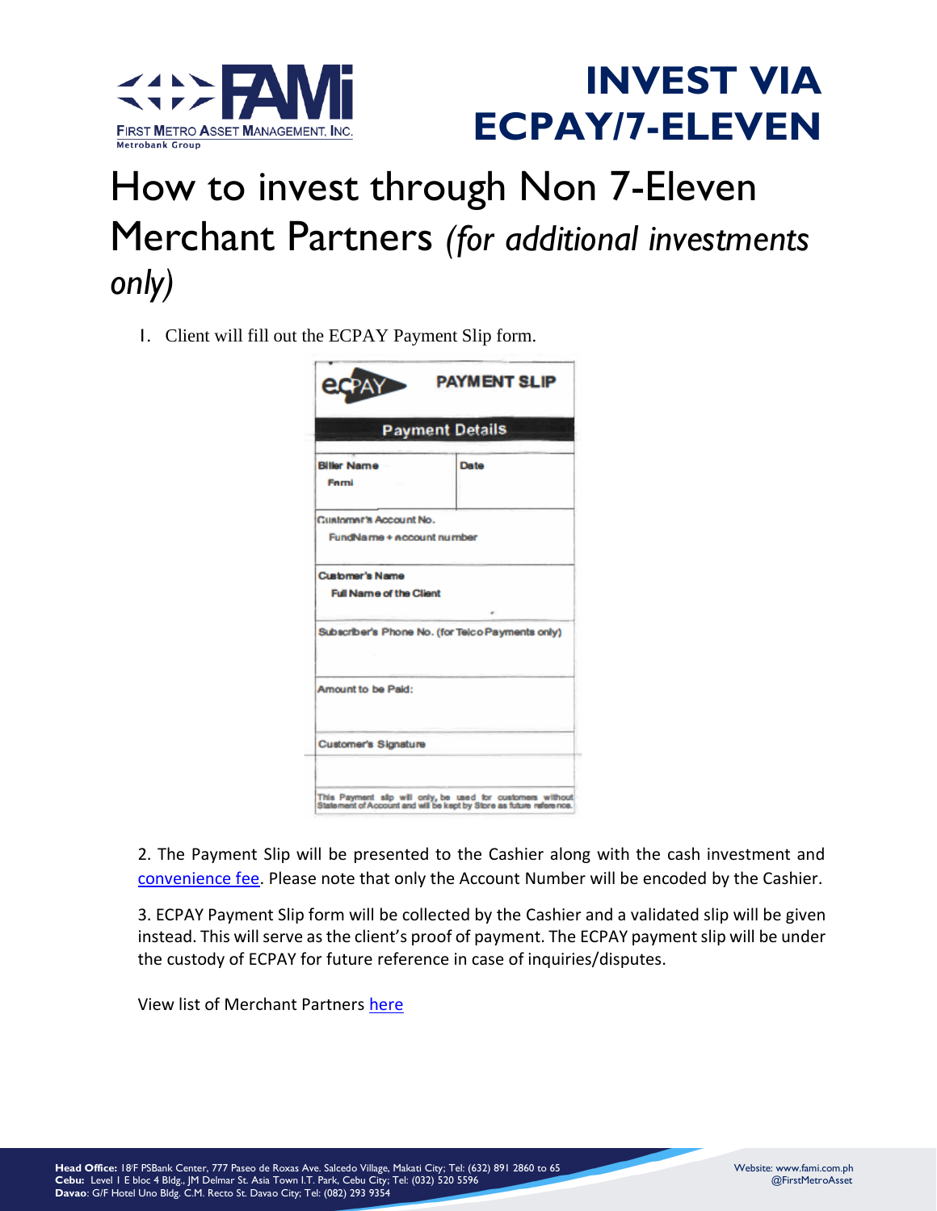FIRST METRO ASSET MANAGEMENT, INC.
Metrobank Group

# INVEST VIA ECPAY/7-ELEVEN

## How to invest through Non 7-Eleven Merchant Partners *(for additional investments only)*

1. Client will fill out the ECPAY Payment Slip form.

ecPAY PAYMENT SLIP

**Payment Details**

| | |
|---|---|
| Biller Name<br>Fami | Date |
| Customer's Account No.<br>FundName + account number | |
| Customer's Name<br>Full Name of the Client | |
| Subscriber's Phone No. (for Telco Payments only) | |
| Amount to be Paid: | |
| Customer's Signature | |

This Payment slip will only, be used for customers without Statement of Account and will be kept by Store as future reference.

2. The Payment Slip will be presented to the Cashier along with the cash investment and convenience fee. Please note that only the Account Number will be encoded by the Cashier.

3. ECPAY Payment Slip form will be collected by the Cashier and a validated slip will be given instead. This will serve as the client's proof of payment. The ECPAY payment slip will be under the custody of ECPAY for future reference in case of inquiries/disputes.

View list of Merchant Partners here

**Head Office:** 18/F PSBank Center, 777 Paseo de Roxas Ave. Salcedo Village, Makati City; Tel: (632) 891 2860 to 65
**Cebu:** Level 1 E bloc 4 Bldg., JM Delmar St. Asia Town I.T. Park, Cebu City; Tel: (032) 520 5596
**Davao**: G/F Hotel Uno Bldg. C.M. Recto St. Davao City; Tel: (082) 293 9354

Website: www.fami.com.ph
@FirstMetroAsset